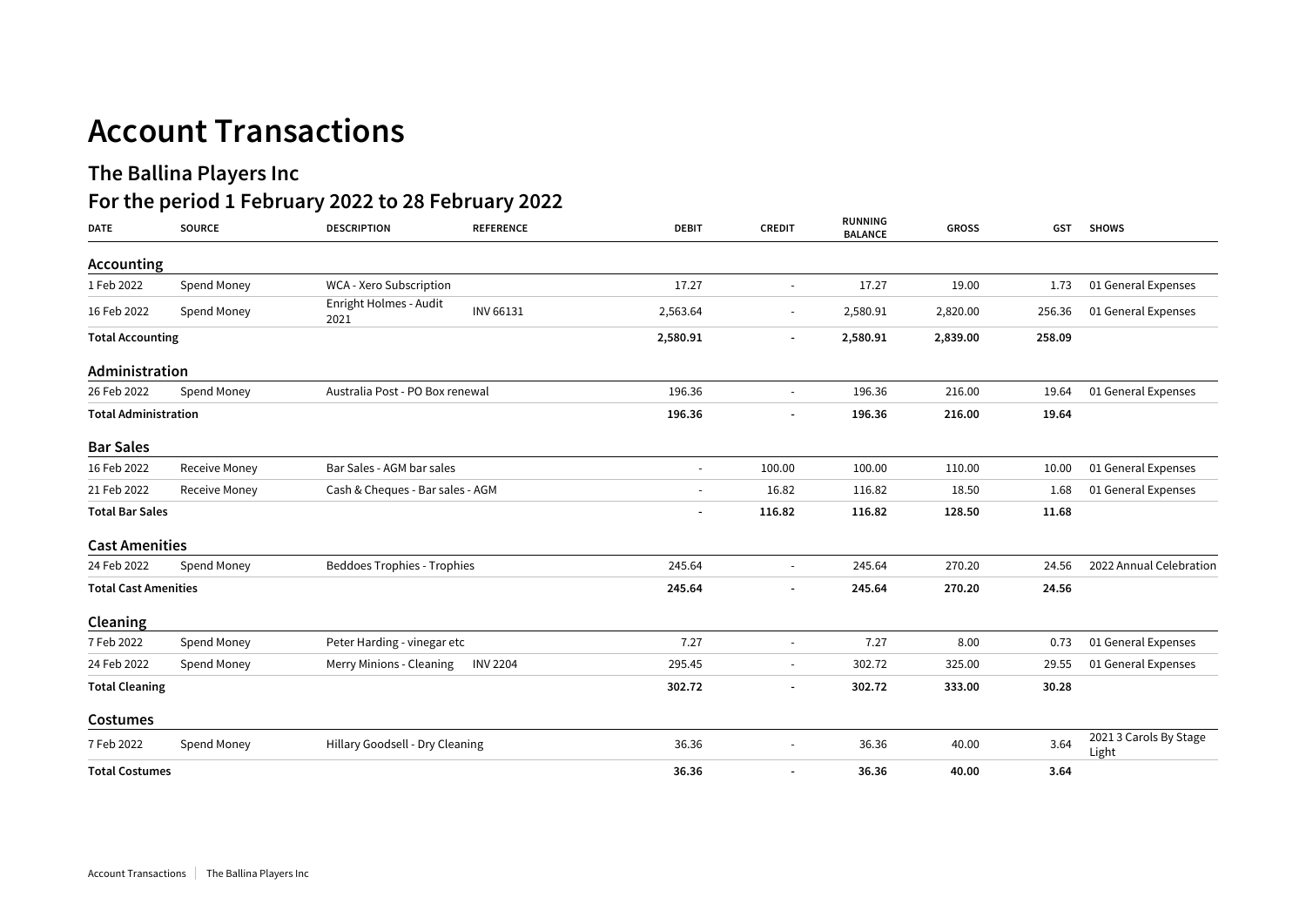# Account Transactions

## The Ballina Players Inc

## For the period 1 February 2022 to 28 February 2022

| DATE | SOURCE | DESCRIPTION | REFERENCE | DEBIT | CREDIT | RUNNING BALANCE | GROSS | GST | SHOWS |
|---|---|---|---|---|---|---|---|---|---|
| **Accounting** | | | | | | | | | |
| 1 Feb 2022 | Spend Money | WCA - Xero Subscription | | 17.27 | - | 17.27 | 19.00 | 1.73 | 01 General Expenses |
| 16 Feb 2022 | Spend Money | Enright Holmes - Audit 2021 | INV 66131 | 2,563.64 | - | 2,580.91 | 2,820.00 | 256.36 | 01 General Expenses |
| **Total Accounting** | | | | **2,580.91** | **-** | **2,580.91** | **2,839.00** | **258.09** | |
| **Administration** | | | | | | | | | |
| 26 Feb 2022 | Spend Money | Australia Post - PO Box renewal | | 196.36 | - | 196.36 | 216.00 | 19.64 | 01 General Expenses |
| **Total Administration** | | | | **196.36** | **-** | **196.36** | **216.00** | **19.64** | |
| **Bar Sales** | | | | | | | | | |
| 16 Feb 2022 | Receive Money | Bar Sales - AGM bar sales | | - | 100.00 | 100.00 | 110.00 | 10.00 | 01 General Expenses |
| 21 Feb 2022 | Receive Money | Cash & Cheques - Bar sales - AGM | | - | 16.82 | 116.82 | 18.50 | 1.68 | 01 General Expenses |
| **Total Bar Sales** | | | | **-** | **116.82** | **116.82** | **128.50** | **11.68** | |
| **Cast Amenities** | | | | | | | | | |
| 24 Feb 2022 | Spend Money | Beddoes Trophies - Trophies | | 245.64 | - | 245.64 | 270.20 | 24.56 | 2022 Annual Celebration |
| **Total Cast Amenities** | | | | **245.64** | **-** | **245.64** | **270.20** | **24.56** | |
| **Cleaning** | | | | | | | | | |
| 7 Feb 2022 | Spend Money | Peter Harding - vinegar etc | | 7.27 | - | 7.27 | 8.00 | 0.73 | 01 General Expenses |
| 24 Feb 2022 | Spend Money | Merry Minions - Cleaning | INV 2204 | 295.45 | - | 302.72 | 325.00 | 29.55 | 01 General Expenses |
| **Total Cleaning** | | | | **302.72** | **-** | **302.72** | **333.00** | **30.28** | |
| **Costumes** | | | | | | | | | |
| 7 Feb 2022 | Spend Money | Hillary Goodsell - Dry Cleaning | | 36.36 | - | 36.36 | 40.00 | 3.64 | 2021 3 Carols By Stage Light |
| **Total Costumes** | | | | **36.36** | **-** | **36.36** | **40.00** | **3.64** | |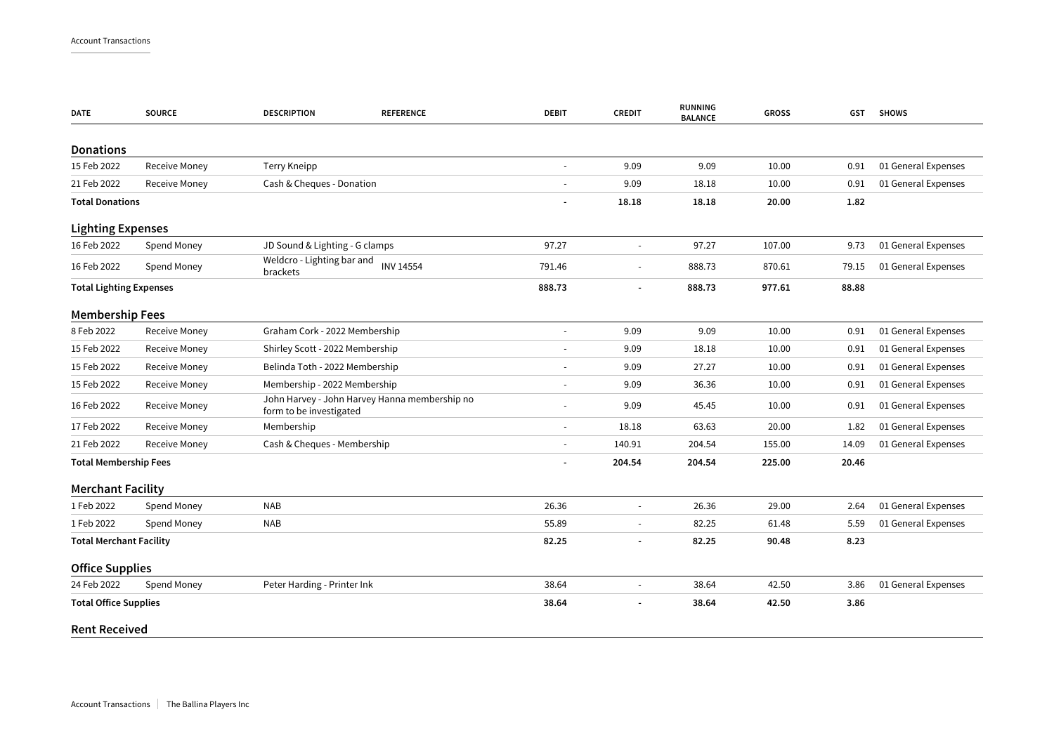| DATE | SOURCE | DESCRIPTION | REFERENCE | DEBIT | CREDIT | RUNNING BALANCE | GROSS | GST | SHOWS |
|---|---|---|---|---|---|---|---|---|---|
| **Donations** | | | | | | | | | |
| 15 Feb 2022 | Receive Money | Terry Kneipp | | - | 9.09 | 9.09 | 10.00 | 0.91 | 01 General Expenses |
| 21 Feb 2022 | Receive Money | Cash & Cheques - Donation | | - | 9.09 | 18.18 | 10.00 | 0.91 | 01 General Expenses |
| **Total Donations** | | | | **-** | **18.18** | **18.18** | **20.00** | **1.82** | |
| **Lighting Expenses** | | | | | | | | | |
| 16 Feb 2022 | Spend Money | JD Sound & Lighting - G clamps | | 97.27 | - | 97.27 | 107.00 | 9.73 | 01 General Expenses |
| 16 Feb 2022 | Spend Money | Weldcro - Lighting bar and brackets | INV 14554 | 791.46 | - | 888.73 | 870.61 | 79.15 | 01 General Expenses |
| **Total Lighting Expenses** | | | | **888.73** | **-** | **888.73** | **977.61** | **88.88** | |
| **Membership Fees** | | | | | | | | | |
| 8 Feb 2022 | Receive Money | Graham Cork - 2022 Membership | | - | 9.09 | 9.09 | 10.00 | 0.91 | 01 General Expenses |
| 15 Feb 2022 | Receive Money | Shirley Scott - 2022 Membership | | - | 9.09 | 18.18 | 10.00 | 0.91 | 01 General Expenses |
| 15 Feb 2022 | Receive Money | Belinda Toth - 2022 Membership | | - | 9.09 | 27.27 | 10.00 | 0.91 | 01 General Expenses |
| 15 Feb 2022 | Receive Money | Membership - 2022 Membership | | - | 9.09 | 36.36 | 10.00 | 0.91 | 01 General Expenses |
| 16 Feb 2022 | Receive Money | John Harvey - John Harvey Hanna membership no form to be investigated | | - | 9.09 | 45.45 | 10.00 | 0.91 | 01 General Expenses |
| 17 Feb 2022 | Receive Money | Membership | | - | 18.18 | 63.63 | 20.00 | 1.82 | 01 General Expenses |
| 21 Feb 2022 | Receive Money | Cash & Cheques - Membership | | - | 140.91 | 204.54 | 155.00 | 14.09 | 01 General Expenses |
| **Total Membership Fees** | | | | **-** | **204.54** | **204.54** | **225.00** | **20.46** | |
| **Merchant Facility** | | | | | | | | | |
| 1 Feb 2022 | Spend Money | NAB | | 26.36 | - | 26.36 | 29.00 | 2.64 | 01 General Expenses |
| 1 Feb 2022 | Spend Money | NAB | | 55.89 | - | 82.25 | 61.48 | 5.59 | 01 General Expenses |
| **Total Merchant Facility** | | | | **82.25** | **-** | **82.25** | **90.48** | **8.23** | |
| **Office Supplies** | | | | | | | | | |
| 24 Feb 2022 | Spend Money | Peter Harding - Printer Ink | | 38.64 | - | 38.64 | 42.50 | 3.86 | 01 General Expenses |
| **Total Office Supplies** | | | | **38.64** | **-** | **38.64** | **42.50** | **3.86** | |
| **Rent Received** | | | | | | | | | |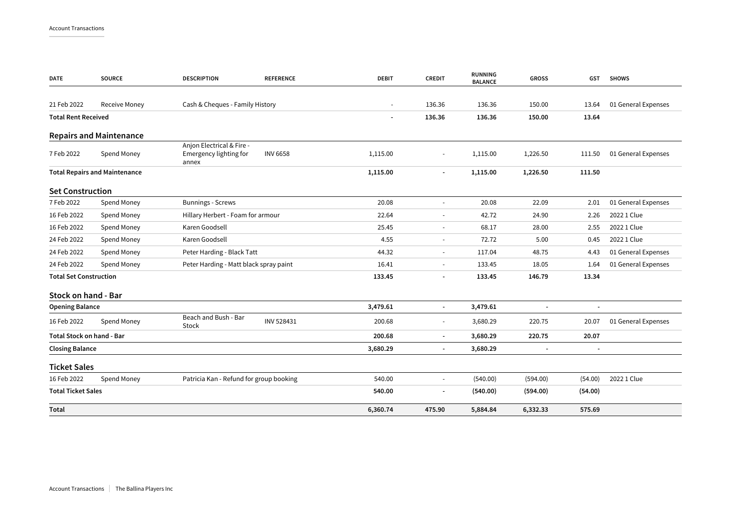| DATE | SOURCE | DESCRIPTION | REFERENCE | DEBIT | CREDIT | RUNNING BALANCE | GROSS | GST | SHOWS |
|---|---|---|---|---|---|---|---|---|---|
| 21 Feb 2022 | Receive Money | Cash & Cheques - Family History | | - | 136.36 | 136.36 | 150.00 | 13.64 | 01 General Expenses |
| **Total Rent Received** | | | | **-** | **136.36** | **136.36** | **150.00** | **13.64** | |
| **Repairs and Maintenance** | | | | | | | | | |
| 7 Feb 2022 | Spend Money | Anjon Electrical & Fire - Emergency lighting for annex | INV 6658 | 1,115.00 | - | 1,115.00 | 1,226.50 | 111.50 | 01 General Expenses |
| **Total Repairs and Maintenance** | | | | **1,115.00** | **-** | **1,115.00** | **1,226.50** | **111.50** | |
| **Set Construction** | | | | | | | | | |
| 7 Feb 2022 | Spend Money | Bunnings - Screws | | 20.08 | - | 20.08 | 22.09 | 2.01 | 01 General Expenses |
| 16 Feb 2022 | Spend Money | Hillary Herbert - Foam for armour | | 22.64 | - | 42.72 | 24.90 | 2.26 | 2022 1 Clue |
| 16 Feb 2022 | Spend Money | Karen Goodsell | | 25.45 | - | 68.17 | 28.00 | 2.55 | 2022 1 Clue |
| 24 Feb 2022 | Spend Money | Karen Goodsell | | 4.55 | - | 72.72 | 5.00 | 0.45 | 2022 1 Clue |
| 24 Feb 2022 | Spend Money | Peter Harding - Black Tatt | | 44.32 | - | 117.04 | 48.75 | 4.43 | 01 General Expenses |
| 24 Feb 2022 | Spend Money | Peter Harding - Matt black spray paint | | 16.41 | - | 133.45 | 18.05 | 1.64 | 01 General Expenses |
| **Total Set Construction** | | | | **133.45** | **-** | **133.45** | **146.79** | **13.34** | |
| **Stock on hand - Bar** | | | | | | | | | |
| **Opening Balance** | | | | **3,479.61** | **-** | **3,479.61** | - | - | |
| 16 Feb 2022 | Spend Money | Beach and Bush - Bar Stock | INV 528431 | 200.68 | - | 3,680.29 | 220.75 | 20.07 | 01 General Expenses |
| **Total Stock on hand - Bar** | | | | **200.68** | **-** | **3,680.29** | **220.75** | **20.07** | |
| **Closing Balance** | | | | **3,680.29** | **-** | **3,680.29** | - | - | |
| **Ticket Sales** | | | | | | | | | |
| 16 Feb 2022 | Spend Money | Patricia Kan - Refund for group booking | | 540.00 | - | (540.00) | (594.00) | (54.00) | 2022 1 Clue |
| **Total Ticket Sales** | | | | **540.00** | **-** | **(540.00)** | **(594.00)** | **(54.00)** | |
| **Total** | | | | **6,360.74** | **475.90** | **5,884.84** | **6,332.33** | **575.69** | |